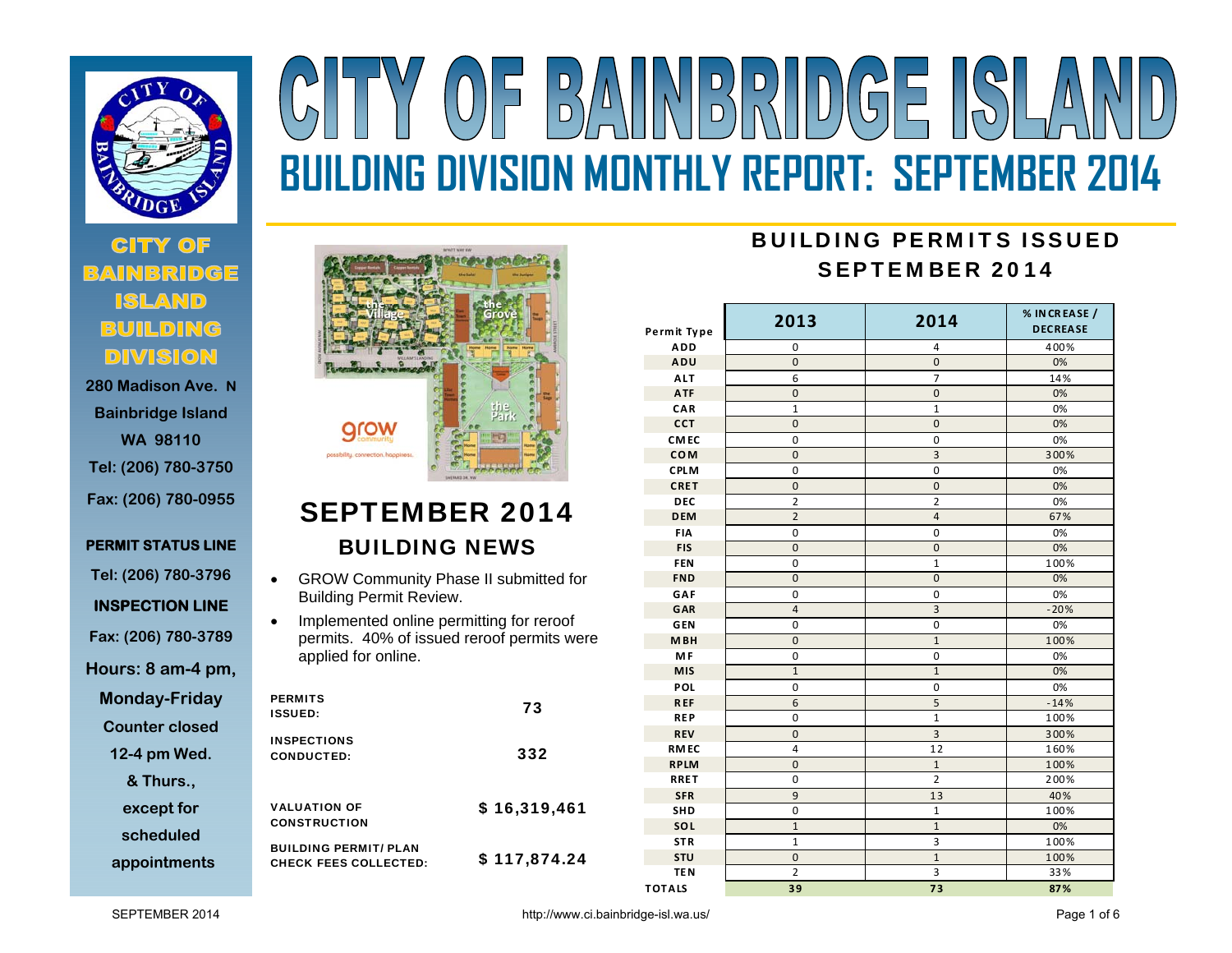# CITY OF BAINBRIDGE ISLAND

## BUILDING DIVISION MONTHLY REPORT: SEPTEMBER 2014

**CITY OF BAINBRIDGE ISLAND BUILDING DIVISION**

280 Madison Ave. N
Bainbridge Island
WA 98110
Tel: (206) 780-3750
Fax: (206) 780-0955

**PERMIT STATUS LINE**
Tel: (206) 780-3796

**INSPECTION LINE**
Fax: (206) 780-3789

Hours: 8 am-4 pm, Monday-Friday
Counter closed 12-4 pm Wed. & Thurs., except for scheduled appointments

## SEPTEMBER 2014

### BUILDING NEWS

- GROW Community Phase II submitted for Building Permit Review.
- Implemented online permitting for reroof permits. 40% of issued reroof permits were applied for online.

| | |
|---|---|
| **PERMITS ISSUED:** | **73** |
| **INSPECTIONS CONDUCTED:** | **332** |
| **VALUATION OF CONSTRUCTION** | **$ 16,319,461** |
| **BUILDING PERMIT/ PLAN CHECK FEES COLLECTED:** | **$ 117,874.24** |

## BUILDING PERMITS ISSUED SEPTEMBER 2014

| Permit Type | 2013 | 2014 | % INCREASE / DECREASE |
|---|---|---|---|
| ADD | 0 | 4 | 400% |
| ADU | 0 | 0 | 0% |
| ALT | 6 | 7 | 14% |
| ATF | 0 | 0 | 0% |
| CAR | 1 | 1 | 0% |
| CCT | 0 | 0 | 0% |
| CMEC | 0 | 0 | 0% |
| COM | 0 | 3 | 300% |
| CPLM | 0 | 0 | 0% |
| CRET | 0 | 0 | 0% |
| DEC | 2 | 2 | 0% |
| DEM | 2 | 4 | 67% |
| FIA | 0 | 0 | 0% |
| FIS | 0 | 0 | 0% |
| FEN | 0 | 1 | 100% |
| FND | 0 | 0 | 0% |
| GAF | 0 | 0 | 0% |
| GAR | 4 | 3 | -20% |
| GEN | 0 | 0 | 0% |
| MBH | 0 | 1 | 100% |
| MF | 0 | 0 | 0% |
| MIS | 1 | 1 | 0% |
| POL | 0 | 0 | 0% |
| REF | 6 | 5 | -14% |
| REP | 0 | 1 | 100% |
| REV | 0 | 3 | 300% |
| RMEC | 4 | 12 | 160% |
| RPLM | 0 | 1 | 100% |
| RRET | 0 | 2 | 200% |
| SFR | 9 | 13 | 40% |
| SHD | 0 | 1 | 100% |
| SOL | 1 | 1 | 0% |
| STR | 1 | 3 | 100% |
| STU | 0 | 1 | 100% |
| TEN | 2 | 3 | 33% |
| **TOTALS** | **39** | **73** | **87%** |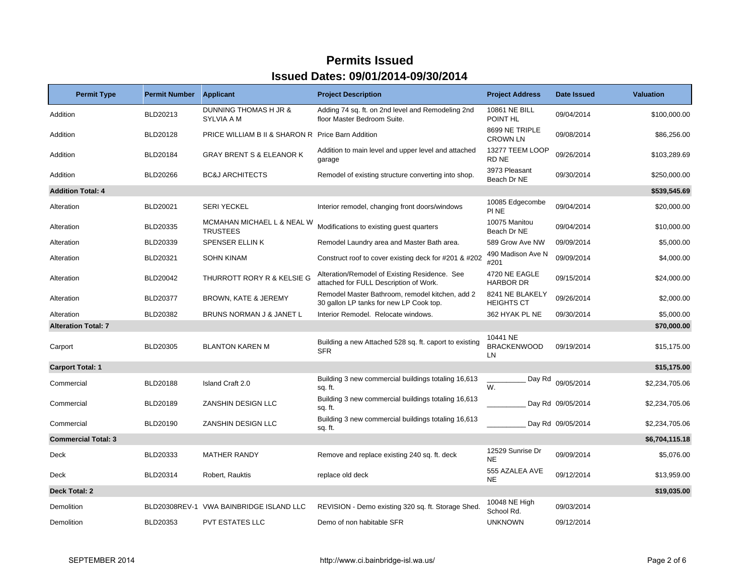# Permits Issued

## Issued Dates: 09/01/2014-09/30/2014

| Permit Type | Permit Number | Applicant | Project Description | Project Address | Date Issued | Valuation |
|---|---|---|---|---|---|---|
| Addition | BLD20213 | DUNNING THOMAS H JR & SYLVIA A M | Adding 74 sq. ft. on 2nd level and Remodeling 2nd floor Master Bedroom Suite. | 10861 NE BILL POINT HL | 09/04/2014 | $100,000.00 |
| Addition | BLD20128 | PRICE WILLIAM B II & SHARON R | Price Barn Addition | 8699 NE TRIPLE CROWN LN | 09/08/2014 | $86,256.00 |
| Addition | BLD20184 | GRAY BRENT S & ELEANOR K | Addition to main level and upper level and attached garage | 13277 TEEM LOOP RD NE | 09/26/2014 | $103,289.69 |
| Addition | BLD20266 | BC&J ARCHITECTS | Remodel of existing structure converting into shop. | 3973 Pleasant Beach Dr NE | 09/30/2014 | $250,000.00 |
| **Addition Total: 4** | | | | | | **$539,545.69** |
| Alteration | BLD20021 | SERI YECKEL | Interior remodel, changing front doors/windows | 10085 Edgecombe Pl NE | 09/04/2014 | $20,000.00 |
| Alteration | BLD20335 | MCMAHAN MICHAEL L & NEAL W TRUSTEES | Modifications to existing guest quarters | 10075 Manitou Beach Dr NE | 09/04/2014 | $10,000.00 |
| Alteration | BLD20339 | SPENSER ELLIN K | Remodel Laundry area and Master Bath area. | 589 Grow Ave NW | 09/09/2014 | $5,000.00 |
| Alteration | BLD20321 | SOHN KINAM | Construct roof to cover existing deck for #201 & #202 | 490 Madison Ave N #201 | 09/09/2014 | $4,000.00 |
| Alteration | BLD20042 | THURROTT RORY R & KELSIE G | Alteration/Remodel of Existing Residence. See attached for FULL Description of Work. | 4720 NE EAGLE HARBOR DR | 09/15/2014 | $24,000.00 |
| Alteration | BLD20377 | BROWN, KATE & JEREMY | Remodel Master Bathroom, remodel kitchen, add 2 30 gallon LP tanks for new LP Cook top. | 8241 NE BLAKELY HEIGHTS CT | 09/26/2014 | $2,000.00 |
| Alteration | BLD20382 | BRUNS NORMAN J & JANET L | Interior Remodel. Relocate windows. | 362 HYAK PL NE | 09/30/2014 | $5,000.00 |
| **Alteration Total: 7** | | | | | | **$70,000.00** |
| Carport | BLD20305 | BLANTON KAREN M | Building a new Attached 528 sq. ft. caport to existing SFR | 10441 NE BRACKENWOOD LN | 09/19/2014 | $15,175.00 |
| **Carport Total: 1** | | | | | | **$15,175.00** |
| Commercial | BLD20188 | Island Craft 2.0 | Building 3 new commercial buildings totaling 16,613 sq. ft. | __________ Day Rd W. | 09/05/2014 | $2,234,705.06 |
| Commercial | BLD20189 | ZANSHIN DESIGN LLC | Building 3 new commercial buildings totaling 16,613 sq. ft. | __________ Day Rd | 09/05/2014 | $2,234,705.06 |
| Commercial | BLD20190 | ZANSHIN DESIGN LLC | Building 3 new commercial buildings totaling 16,613 sq. ft. | __________ Day Rd | 09/05/2014 | $2,234,705.06 |
| **Commercial Total: 3** | | | | | | **$6,704,115.18** |
| Deck | BLD20333 | MATHER RANDY | Remove and replace existing 240 sq. ft. deck | 12529 Sunrise Dr NE | 09/09/2014 | $5,076.00 |
| Deck | BLD20314 | Robert, Rauktis | replace old deck | 555 AZALEA AVE NE | 09/12/2014 | $13,959.00 |
| **Deck Total: 2** | | | | | | **$19,035.00** |
| Demolition | BLD20308REV-1 | VWA BAINBRIDGE ISLAND LLC | REVISION - Demo existing 320 sq. ft. Storage Shed. | 10048 NE High School Rd. | 09/03/2014 | |
| Demolition | BLD20353 | PVT ESTATES LLC | Demo of non habitable SFR | UNKNOWN | 09/12/2014 | |

SEPTEMBER 2014 http://www.ci.bainbridge-isl.wa.us/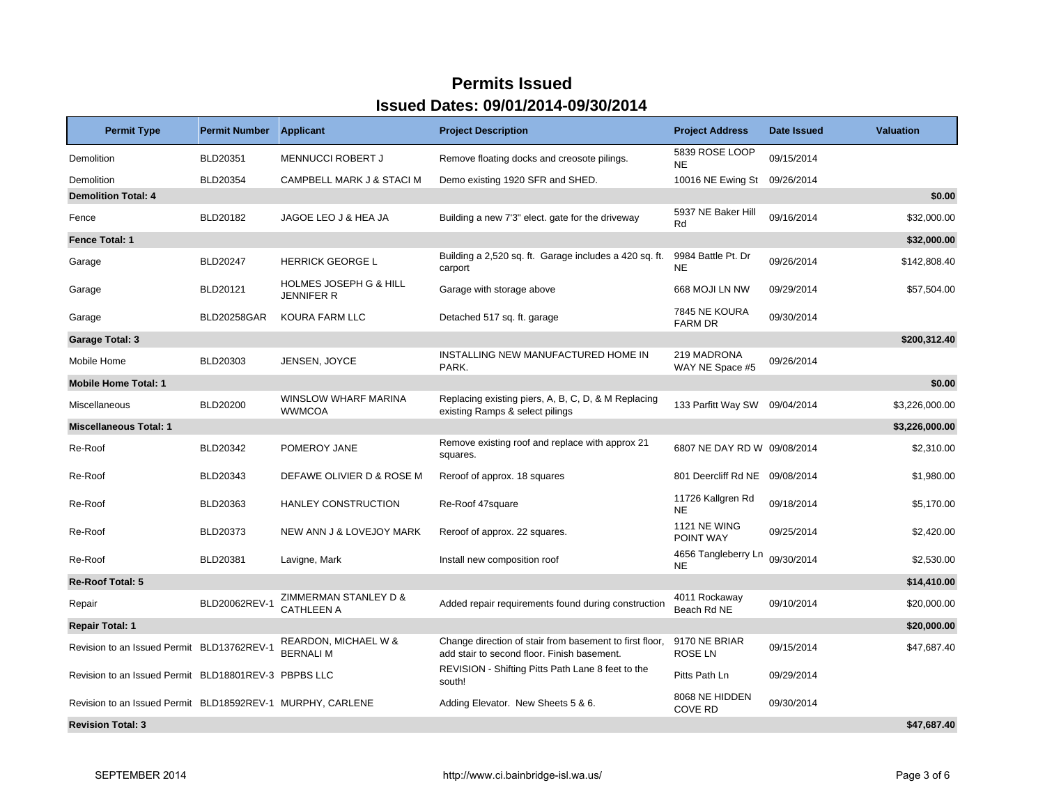# Permits Issued

## Issued Dates: 09/01/2014-09/30/2014

| Permit Type | Permit Number | Applicant | Project Description | Project Address | Date Issued | Valuation |
|---|---|---|---|---|---|---|
| Demolition | BLD20351 | MENNUCCI ROBERT J | Remove floating docks and creosote pilings. | 5839 ROSE LOOP NE | 09/15/2014 | |
| Demolition | BLD20354 | CAMPBELL MARK J & STACI M | Demo existing 1920 SFR and SHED. | 10016 NE Ewing St | 09/26/2014 | |
| **Demolition Total: 4** | | | | | | **$0.00** |
| Fence | BLD20182 | JAGOE LEO J & HEA JA | Building a new 7'3" elect. gate for the driveway | 5937 NE Baker Hill Rd | 09/16/2014 | $32,000.00 |
| **Fence Total: 1** | | | | | | **$32,000.00** |
| Garage | BLD20247 | HERRICK GEORGE L | Building a 2,520 sq. ft. Garage includes a 420 sq. ft. carport | 9984 Battle Pt. Dr NE | 09/26/2014 | $142,808.40 |
| Garage | BLD20121 | HOLMES JOSEPH G & HILL JENNIFER R | Garage with storage above | 668 MOJI LN NW | 09/29/2014 | $57,504.00 |
| Garage | BLD20258GAR | KOURA FARM LLC | Detached 517 sq. ft. garage | 7845 NE KOURA FARM DR | 09/30/2014 | |
| **Garage Total: 3** | | | | | | **$200,312.40** |
| Mobile Home | BLD20303 | JENSEN, JOYCE | INSTALLING NEW MANUFACTURED HOME IN PARK. | 219 MADRONA WAY NE Space #5 | 09/26/2014 | |
| **Mobile Home Total: 1** | | | | | | **$0.00** |
| Miscellaneous | BLD20200 | WINSLOW WHARF MARINA WWMCOA | Replacing existing piers, A, B, C, D, & M Replacing existing Ramps & select pilings | 133 Parfitt Way SW | 09/04/2014 | $3,226,000.00 |
| **Miscellaneous Total: 1** | | | | | | **$3,226,000.00** |
| Re-Roof | BLD20342 | POMEROY JANE | Remove existing roof and replace with approx 21 squares. | 6807 NE DAY RD W | 09/08/2014 | $2,310.00 |
| Re-Roof | BLD20343 | DEFAWE OLIVIER D & ROSE M | Reroof of approx. 18 squares | 801 Deercliff Rd NE | 09/08/2014 | $1,980.00 |
| Re-Roof | BLD20363 | HANLEY CONSTRUCTION | Re-Roof 47square | 11726 Kallgren Rd NE | 09/18/2014 | $5,170.00 |
| Re-Roof | BLD20373 | NEW ANN J & LOVEJOY MARK | Reroof of approx. 22 squares. | 1121 NE WING POINT WAY | 09/25/2014 | $2,420.00 |
| Re-Roof | BLD20381 | Lavigne, Mark | Install new composition roof | 4656 Tangleberry Ln NE | 09/30/2014 | $2,530.00 |
| **Re-Roof Total: 5** | | | | | | **$14,410.00** |
| Repair | BLD20062REV-1 | ZIMMERMAN STANLEY D & CATHLEEN A | Added repair requirements found during construction | 4011 Rockaway Beach Rd NE | 09/10/2014 | $20,000.00 |
| **Repair Total: 1** | | | | | | **$20,000.00** |
| Revision to an Issued Permit | BLD13762REV-1 | REARDON, MICHAEL W & BERNALI M | Change direction of stair from basement to first floor, add stair to second floor. Finish basement. | 9170 NE BRIAR ROSE LN | 09/15/2014 | $47,687.40 |
| Revision to an Issued Permit | BLD18801REV-3 | PBPBS LLC | REVISION - Shifting Pitts Path Lane 8 feet to the south! | Pitts Path Ln | 09/29/2014 | |
| Revision to an Issued Permit | BLD18592REV-1 | MURPHY, CARLENE | Adding Elevator. New Sheets 5 & 6. | 8068 NE HIDDEN COVE RD | 09/30/2014 | |
| **Revision Total: 3** | | | | | | **$47,687.40** |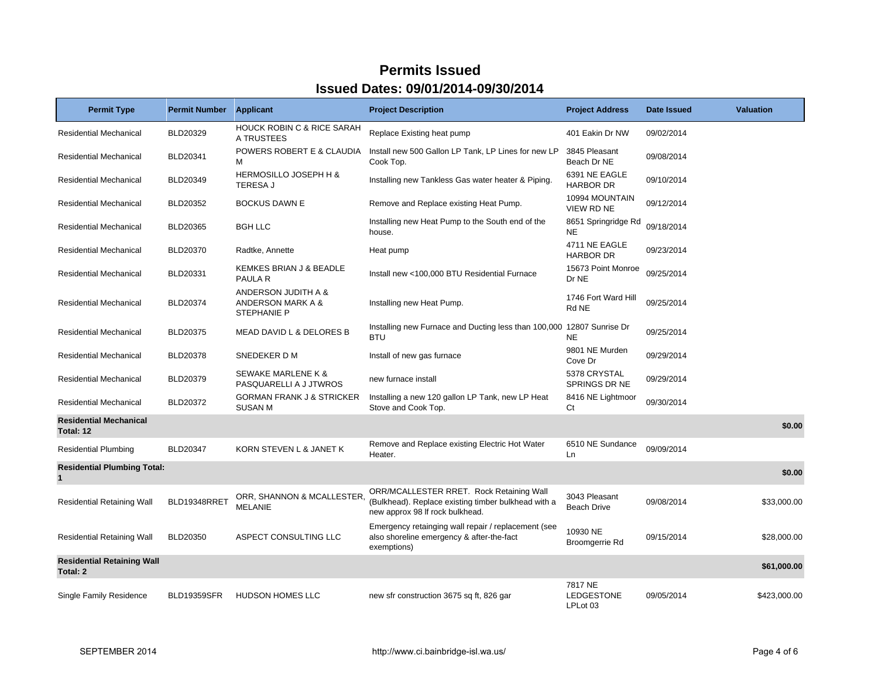# Permits Issued

## Issued Dates: 09/01/2014-09/30/2014

| Permit Type | Permit Number | Applicant | Project Description | Project Address | Date Issued | Valuation |
|---|---|---|---|---|---|---|
| Residential Mechanical | BLD20329 | HOUCK ROBIN C & RICE SARAH A TRUSTEES | Replace Existing heat pump | 401 Eakin Dr NW | 09/02/2014 | |
| Residential Mechanical | BLD20341 | POWERS ROBERT E & CLAUDIA M | Install new 500 Gallon LP Tank, LP Lines for new LP Cook Top. | 3845 Pleasant Beach Dr NE | 09/08/2014 | |
| Residential Mechanical | BLD20349 | HERMOSILLO JOSEPH H & TERESA J | Installing new Tankless Gas water heater & Piping. | 6391 NE EAGLE HARBOR DR | 09/10/2014 | |
| Residential Mechanical | BLD20352 | BOCKUS DAWN E | Remove and Replace existing Heat Pump. | 10994 MOUNTAIN VIEW RD NE | 09/12/2014 | |
| Residential Mechanical | BLD20365 | BGH LLC | Installing new Heat Pump to the South end of the house. | 8651 Springridge Rd NE | 09/18/2014 | |
| Residential Mechanical | BLD20370 | Radtke, Annette | Heat pump | 4711 NE EAGLE HARBOR DR | 09/23/2014 | |
| Residential Mechanical | BLD20331 | KEMKES BRIAN J & BEADLE PAULA R | Install new <100,000 BTU Residential Furnace | 15673 Point Monroe Dr NE | 09/25/2014 | |
| Residential Mechanical | BLD20374 | ANDERSON JUDITH A & ANDERSON MARK A & STEPHANIE P | Installing new Heat Pump. | 1746 Fort Ward Hill Rd NE | 09/25/2014 | |
| Residential Mechanical | BLD20375 | MEAD DAVID L & DELORES B | Installing new Furnace and Ducting less than 100,000 BTU | 12807 Sunrise Dr NE | 09/25/2014 | |
| Residential Mechanical | BLD20378 | SNEDEKER D M | Install of new gas furnace | 9801 NE Murden Cove Dr | 09/29/2014 | |
| Residential Mechanical | BLD20379 | SEWAKE MARLENE K & PASQUARELLI A J JTWROS | new furnace install | 5378 CRYSTAL SPRINGS DR NE | 09/29/2014 | |
| Residential Mechanical | BLD20372 | GORMAN FRANK J & STRICKER SUSAN M | Installing a new 120 gallon LP Tank, new LP Heat Stove and Cook Top. | 8416 NE Lightmoor Ct | 09/30/2014 | |
| **Residential Mechanical Total: 12** | | | | | | **$0.00** |
| Residential Plumbing | BLD20347 | KORN STEVEN L & JANET K | Remove and Replace existing Electric Hot Water Heater. | 6510 NE Sundance Ln | 09/09/2014 | |
| **Residential Plumbing Total: 1** | | | | | | **$0.00** |
| Residential Retaining Wall | BLD19348RRET | ORR, SHANNON & MCALLESTER, MELANIE | ORR/MCALLESTER RRET. Rock Retaining Wall (Bulkhead). Replace existing timber bulkhead with a new approx 98 lf rock bulkhead. | 3043 Pleasant Beach Drive | 09/08/2014 | $33,000.00 |
| Residential Retaining Wall | BLD20350 | ASPECT CONSULTING LLC | Emergency retainging wall repair / replacement (see also shoreline emergency & after-the-fact exemptions) | 10930 NE Broomgerrie Rd | 09/15/2014 | $28,000.00 |
| **Residential Retaining Wall Total: 2** | | | | | | **$61,000.00** |
| Single Family Residence | BLD19359SFR | HUDSON HOMES LLC | new sfr construction 3675 sq ft, 826 gar | 7817 NE LEDGESTONE LPLot 03 | 09/05/2014 | $423,000.00 |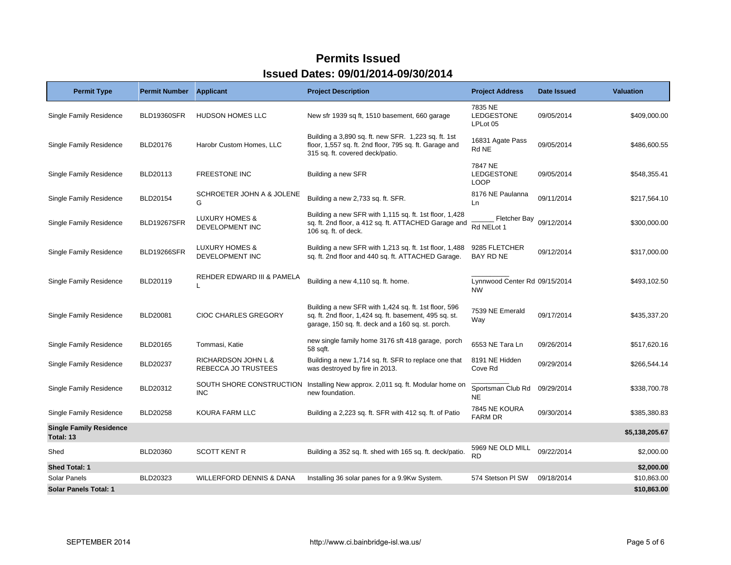# Permits Issued

## Issued Dates: 09/01/2014-09/30/2014

| Permit Type | Permit Number | Applicant | Project Description | Project Address | Date Issued | Valuation |
|---|---|---|---|---|---|---|
| Single Family Residence | BLD19360SFR | HUDSON HOMES LLC | New sfr 1939 sq ft, 1510 basement, 660 garage | 7835 NE LEDGESTONE LPLot 05 | 09/05/2014 | $409,000.00 |
| Single Family Residence | BLD20176 | Harobr Custom Homes, LLC | Building a 3,890 sq. ft. new SFR. 1,223 sq. ft. 1st floor, 1,557 sq. ft. 2nd floor, 795 sq. ft. Garage and 315 sq. ft. covered deck/patio. | 16831 Agate Pass Rd NE | 09/05/2014 | $486,600.55 |
| Single Family Residence | BLD20113 | FREESTONE INC | Building a new SFR | 7847 NE LEDGESTONE LOOP | 09/05/2014 | $548,355.41 |
| Single Family Residence | BLD20154 | SCHROETER JOHN A & JOLENE G | Building a new 2,733 sq. ft. SFR. | 8176 NE Paulanna Ln | 09/11/2014 | $217,564.10 |
| Single Family Residence | BLD19267SFR | LUXURY HOMES & DEVELOPMENT INC | Building a new SFR with 1,115 sq. ft. 1st floor, 1,428 sq. ft. 2nd floor, a 412 sq. ft. ATTACHED Garage and 106 sq. ft. of deck. | ______ Fletcher Bay Rd NELot 1 | 09/12/2014 | $300,000.00 |
| Single Family Residence | BLD19266SFR | LUXURY HOMES & DEVELOPMENT INC | Building a new SFR with 1,213 sq. ft. 1st floor, 1,488 sq. ft. 2nd floor and 440 sq. ft. ATTACHED Garage. | 9285 FLETCHER BAY RD NE | 09/12/2014 | $317,000.00 |
| Single Family Residence | BLD20119 | REHDER EDWARD III & PAMELA L | Building a new 4,110 sq. ft. home. | __________ Lynnwood Center Rd NW | 09/15/2014 | $493,102.50 |
| Single Family Residence | BLD20081 | CIOC CHARLES GREGORY | Building a new SFR with 1,424 sq. ft. 1st floor, 596 sq. ft. 2nd floor, 1,424 sq. ft. basement, 495 sq. st. garage, 150 sq. ft. deck and a 160 sq. st. porch. | 7539 NE Emerald Way | 09/17/2014 | $435,337.20 |
| Single Family Residence | BLD20165 | Tommasi, Katie | new single family home 3176 sft 418 garage, porch 58 sqft. | 6553 NE Tara Ln | 09/26/2014 | $517,620.16 |
| Single Family Residence | BLD20237 | RICHARDSON JOHN L & REBECCA JO TRUSTEES | Building a new 1,714 sq. ft. SFR to replace one that was destroyed by fire in 2013. | 8191 NE Hidden Cove Rd | 09/29/2014 | $266,544.14 |
| Single Family Residence | BLD20312 | SOUTH SHORE CONSTRUCTION INC | Installing New approx. 2,011 sq. ft. Modular home on new foundation. | __________ Sportsman Club Rd NE | 09/29/2014 | $338,700.78 |
| Single Family Residence | BLD20258 | KOURA FARM LLC | Building a 2,223 sq. ft. SFR with 412 sq. ft. of Patio | 7845 NE KOURA FARM DR | 09/30/2014 | $385,380.83 |
| **Single Family Residence Total: 13** | | | | | | **$5,138,205.67** |
| Shed | BLD20360 | SCOTT KENT R | Building a 352 sq. ft. shed with 165 sq. ft. deck/patio. | 5969 NE OLD MILL RD | 09/22/2014 | $2,000.00 |
| **Shed Total: 1** | | | | | | **$2,000.00** |
| Solar Panels | BLD20323 | WILLERFORD DENNIS & DANA | Installing 36 solar panes for a 9.9Kw System. | 574 Stetson Pl SW | 09/18/2014 | $10,863.00 |
| **Solar Panels Total: 1** | | | | | | **$10,863.00** |

SEPTEMBER 2014 http://www.ci.bainbridge-isl.wa.us/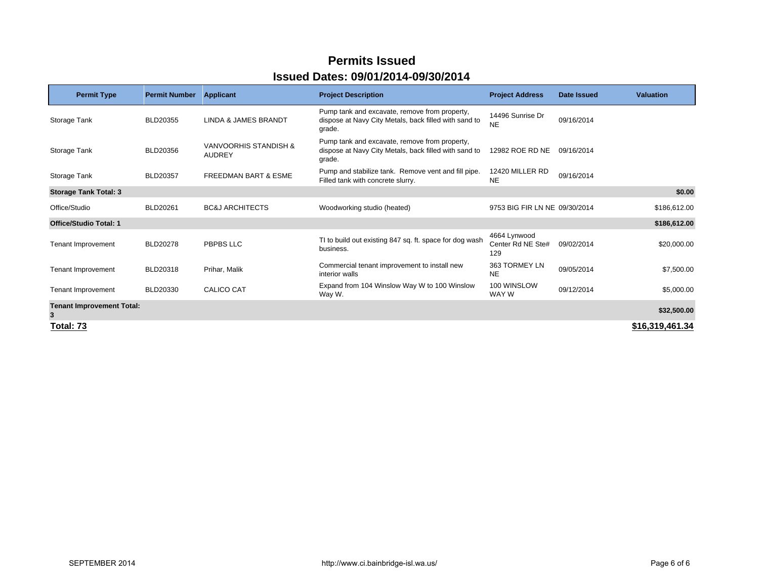# Permits Issued

## Issued Dates: 09/01/2014-09/30/2014

| Permit Type | Permit Number | Applicant | Project Description | Project Address | Date Issued | Valuation |
|---|---|---|---|---|---|---|
| Storage Tank | BLD20355 | LINDA & JAMES BRANDT | Pump tank and excavate, remove from property, dispose at Navy City Metals, back filled with sand to grade. | 14496 Sunrise Dr NE | 09/16/2014 | |
| Storage Tank | BLD20356 | VANVOORHIS STANDISH & AUDREY | Pump tank and excavate, remove from property, dispose at Navy City Metals, back filled with sand to grade. | 12982 ROE RD NE | 09/16/2014 | |
| Storage Tank | BLD20357 | FREEDMAN BART & ESME | Pump and stabilize tank. Remove vent and fill pipe. Filled tank with concrete slurry. | 12420 MILLER RD NE | 09/16/2014 | |
| **Storage Tank Total: 3** | | | | | | **$0.00** |
| Office/Studio | BLD20261 | BC&J ARCHITECTS | Woodworking studio (heated) | 9753 BIG FIR LN NE | 09/30/2014 | $186,612.00 |
| **Office/Studio Total: 1** | | | | | | **$186,612.00** |
| Tenant Improvement | BLD20278 | PBPBS LLC | TI to build out existing 847 sq. ft. space for dog wash business. | 4664 Lynwood Center Rd NE Ste# 129 | 09/02/2014 | $20,000.00 |
| Tenant Improvement | BLD20318 | Prihar, Malik | Commercial tenant improvement to install new interior walls | 363 TORMEY LN NE | 09/05/2014 | $7,500.00 |
| Tenant Improvement | BLD20330 | CALICO CAT | Expand from 104 Winslow Way W to 100 Winslow Way W. | 100 WINSLOW WAY W | 09/12/2014 | $5,000.00 |
| **Tenant Improvement Total: 3** | | | | | | **$32,500.00** |
| **Total: 73** | | | | | | **$16,319,461.34** |

SEPTEMBER 2014

http://www.ci.bainbridge-isl.wa.us/